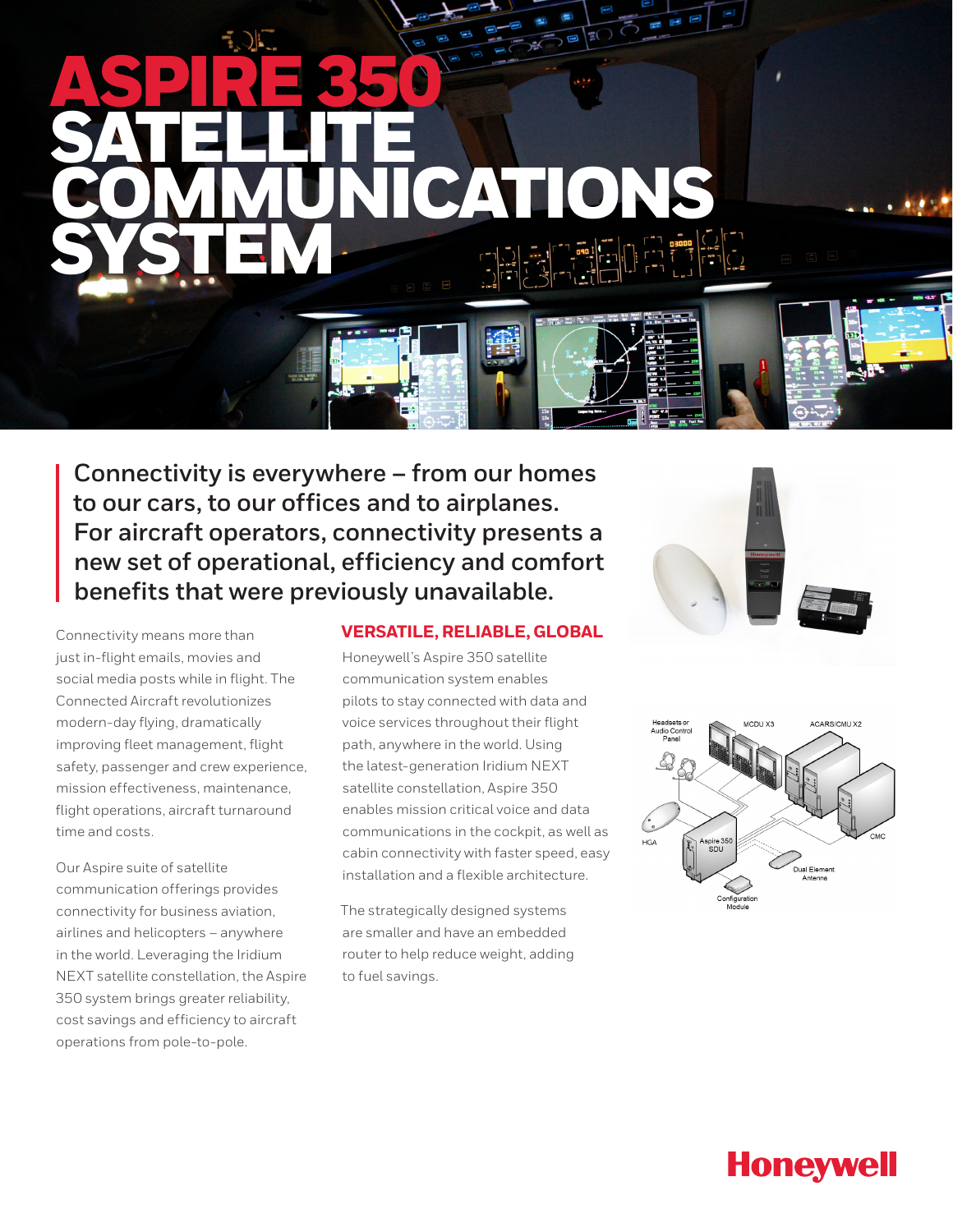# ASPIRE 350 SATELLITE COMMUNICATIONS SYSTEM

**Connectivity is everywhere – from our homes to our cars, to our offices and to airplanes. For aircraft operators, connectivity presents a new set of operational, efficiency and comfort benefits that were previously unavailable.**

Connectivity means more than just in-flight emails, movies and social media posts while in flight. The Connected Aircraft revolutionizes modern-day flying, dramatically improving fleet management, flight safety, passenger and crew experience, mission effectiveness, maintenance, flight operations, aircraft turnaround time and costs.

Our Aspire suite of satellite communication offerings provides connectivity for business aviation, airlines and helicopters – anywhere in the world. Leveraging the Iridium NEXT satellite constellation, the Aspire 350 system brings greater reliability, cost savings and efficiency to aircraft operations from pole-to-pole.

## VERSATILE, RELIABLE, GLOBAL

Honeywell's Aspire 350 satellite communication system enables pilots to stay connected with data and voice services throughout their flight path, anywhere in the world. Using the latest-generation Iridium NEXT satellite constellation, Aspire 350 enables mission critical voice and data communications in the cockpit, as well as cabin connectivity with faster speed, easy installation and a flexible architecture.

The strategically designed systems are smaller and have an embedded router to help reduce weight, adding to fuel savings.

Headsets or Audio Control Panel

MCDU X3

ACARS/CMU X2

HGA

Aspire 350 SDU

CMC

Dual Element Antenna

Configuration Module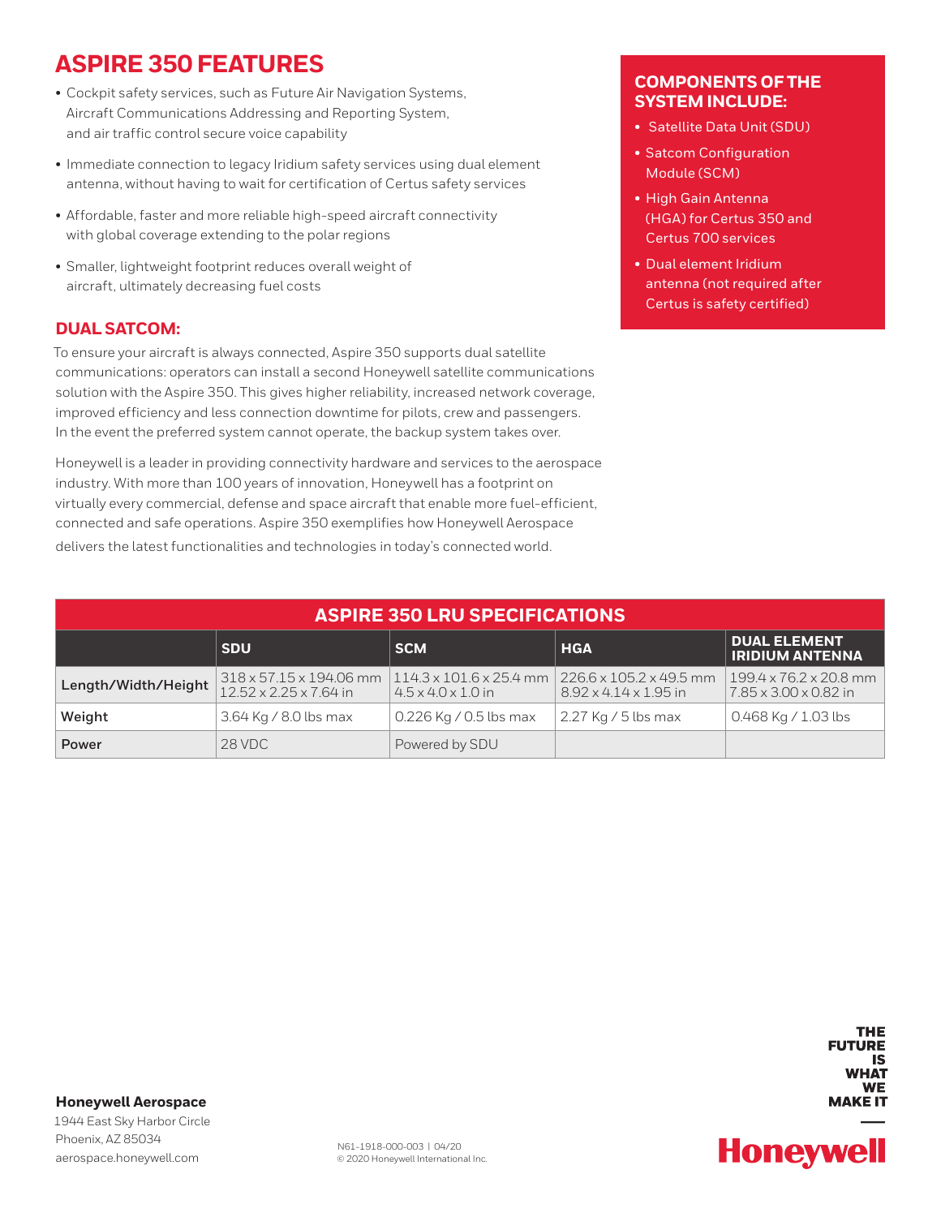# ASPIRE 350 FEATURES

- Cockpit safety services, such as Future Air Navigation Systems, Aircraft Communications Addressing and Reporting System, and air traffic control secure voice capability
- Immediate connection to legacy Iridium safety services using dual element antenna, without having to wait for certification of Certus safety services
- Affordable, faster and more reliable high-speed aircraft connectivity with global coverage extending to the polar regions
- Smaller, lightweight footprint reduces overall weight of aircraft, ultimately decreasing fuel costs

## DUAL SATCOM:

To ensure your aircraft is always connected, Aspire 350 supports dual satellite communications: operators can install a second Honeywell satellite communications solution with the Aspire 350. This gives higher reliability, increased network coverage, improved efficiency and less connection downtime for pilots, crew and passengers. In the event the preferred system cannot operate, the backup system takes over.

Honeywell is a leader in providing connectivity hardware and services to the aerospace industry. With more than 100 years of innovation, Honeywell has a footprint on virtually every commercial, defense and space aircraft that enable more fuel-efficient, connected and safe operations. Aspire 350 exemplifies how Honeywell Aerospace delivers the latest functionalities and technologies in today's connected world.

## COMPONENTS OF THE SYSTEM INCLUDE:

- Satellite Data Unit (SDU)
- Satcom Configuration Module (SCM)
- High Gain Antenna (HGA) for Certus 350 and Certus 700 services
- Dual element Iridium antenna (not required after Certus is safety certified)

## ASPIRE 350 LRU SPECIFICATIONS

| | SDU | SCM | HGA | DUAL ELEMENT IRIDIUM ANTENNA |
|---|---|---|---|---|
| Length/Width/Height | 318 x 57.15 x 194.06 mm<br>12.52 x 2.25 x 7.64 in | 114.3 x 101.6 x 25.4 mm<br>4.5 x 4.0 x 1.0 in | 226.6 x 105.2 x 49.5 mm<br>8.92 x 4.14 x 1.95 in | 199.4 x 76.2 x 20.8 mm<br>7.85 x 3.00 x 0.82 in |
| Weight | 3.64 Kg / 8.0 lbs max | 0.226 Kg / 0.5 lbs max | 2.27 Kg / 5 lbs max | 0.468 Kg / 1.03 lbs |
| Power | 28 VDC | Powered by SDU | | |

**Honeywell Aerospace**
1944 East Sky Harbor Circle
Phoenix, AZ 85034
aerospace.honeywell.com

N61-1918-000-003 | 04/20
© 2020 Honeywell International Inc.

THE FUTURE IS WHAT WE MAKE IT

Honeywell